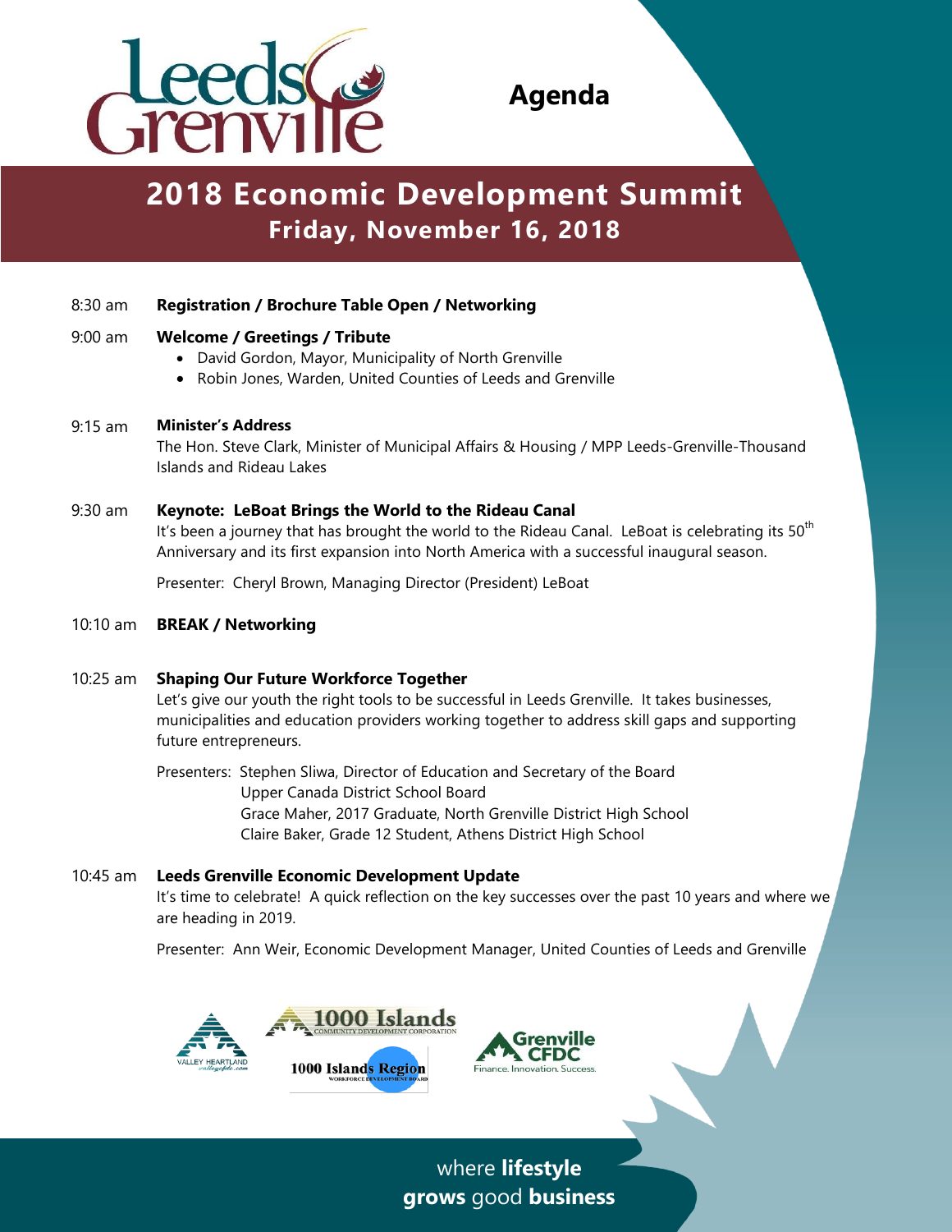# Agenda

## 2018 Economic Development Summit

### Friday, November 16, 2018

8:30 am **Registration / Brochure Table Open / Networking**

9:00 am **Welcome / Greetings / Tribute**

- David Gordon, Mayor, Municipality of North Grenville
- Robin Jones, Warden, United Counties of Leeds and Grenville

9:15 am **Minister's Address**

The Hon. Steve Clark, Minister of Municipal Affairs & Housing / MPP Leeds-Grenville-Thousand Islands and Rideau Lakes

9:30 am **Keynote: LeBoat Brings the World to the Rideau Canal**

It's been a journey that has brought the world to the Rideau Canal. LeBoat is celebrating its 50th Anniversary and its first expansion into North America with a successful inaugural season.

Presenter: Cheryl Brown, Managing Director (President) LeBoat

10:10 am **BREAK / Networking**

10:25 am **Shaping Our Future Workforce Together**

Let's give our youth the right tools to be successful in Leeds Grenville. It takes businesses, municipalities and education providers working together to address skill gaps and supporting future entrepreneurs.

Presenters: Stephen Sliwa, Director of Education and Secretary of the Board
Upper Canada District School Board
Grace Maher, 2017 Graduate, North Grenville District High School
Claire Baker, Grade 12 Student, Athens District High School

10:45 am **Leeds Grenville Economic Development Update**

It's time to celebrate! A quick reflection on the key successes over the past 10 years and where we are heading in 2019.

Presenter: Ann Weir, Economic Development Manager, United Counties of Leeds and Grenville

Valley Heartland | 1000 Islands Community Development Corporation | 1000 Islands Region Workforce Development Board | Grenville CFDC — Finance. Innovation. Success.

where **lifestyle**
**grows** good **business**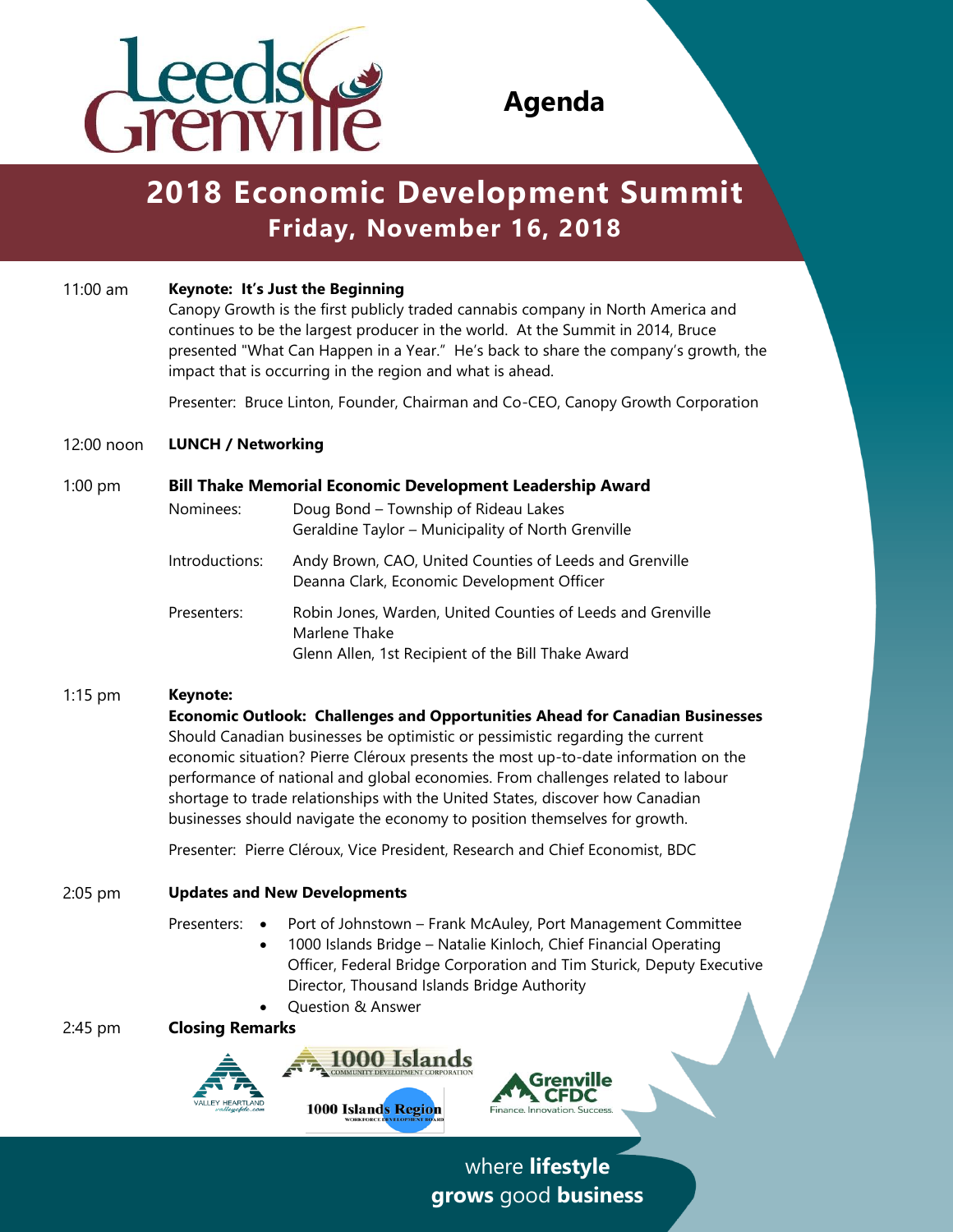Leeds Grenville

# Agenda

## 2018 Economic Development Summit
### Friday, November 16, 2018

11:00 am **Keynote: It's Just the Beginning**

Canopy Growth is the first publicly traded cannabis company in North America and continues to be the largest producer in the world. At the Summit in 2014, Bruce presented "What Can Happen in a Year." He's back to share the company's growth, the impact that is occurring in the region and what is ahead.

Presenter: Bruce Linton, Founder, Chairman and Co-CEO, Canopy Growth Corporation

12:00 noon **LUNCH / Networking**

1:00 pm **Bill Thake Memorial Economic Development Leadership Award**

Nominees: Doug Bond – Township of Rideau Lakes
Geraldine Taylor – Municipality of North Grenville

Introductions: Andy Brown, CAO, United Counties of Leeds and Grenville
Deanna Clark, Economic Development Officer

Presenters: Robin Jones, Warden, United Counties of Leeds and Grenville
Marlene Thake
Glenn Allen, 1st Recipient of the Bill Thake Award

1:15 pm **Keynote:**
**Economic Outlook: Challenges and Opportunities Ahead for Canadian Businesses**

Should Canadian businesses be optimistic or pessimistic regarding the current economic situation? Pierre Cléroux presents the most up-to-date information on the performance of national and global economies. From challenges related to labour shortage to trade relationships with the United States, discover how Canadian businesses should navigate the economy to position themselves for growth.

Presenter: Pierre Cléroux, Vice President, Research and Chief Economist, BDC

2:05 pm **Updates and New Developments**

Presenters:
- Port of Johnstown – Frank McAuley, Port Management Committee
- 1000 Islands Bridge – Natalie Kinloch, Chief Financial Operating Officer, Federal Bridge Corporation and Tim Sturick, Deputy Executive Director, Thousand Islands Bridge Authority
- Question & Answer

2:45 pm **Closing Remarks**

Valley Heartland valleycfdc.com
1000 Islands Community Development Corporation
1000 Islands Region Workforce Development Board
Grenville CFDC Finance. Innovation. Success.

where **lifestyle**
**grows** good **business**